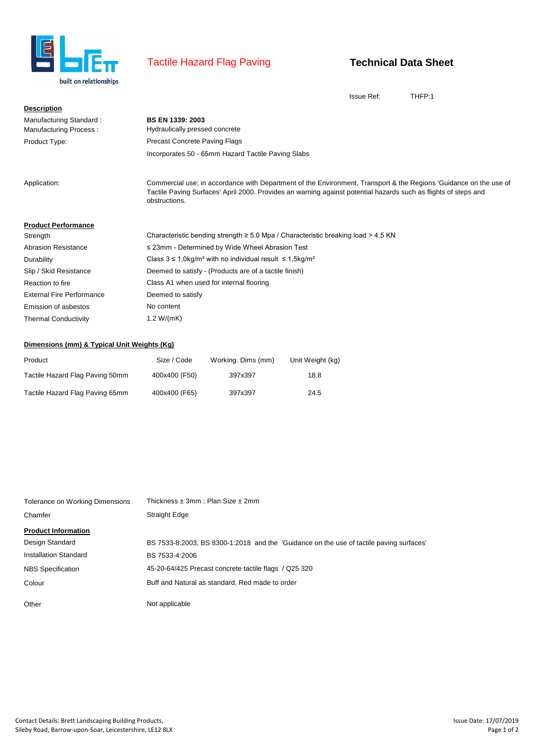# Tactile Hazard Flag Paving

## Technical Data Sheet

Issue Ref: THFP:1

**Description**

| | |
|---|---|
| Manufacturing Standard : | **BS EN 1339: 2003** |
| Manufacturing Process : | Hydraulically pressed concrete |
| Product Type: | Precast Concrete Paving Flags |
| | Incorporates 50 - 65mm Hazard Tactile Paving Slabs |
| Application: | Commercial use; in accordance with Department of the Environment, Transport & the Regions 'Guidance on the use of Tactile Paving Surfaces' April 2000. Provides an warning against potential hazards such as flights of steps and obstructions. |

**Product Performance**

| | |
|---|---|
| Strength | Characteristic bending strength ≥ 5.0 Mpa / Characteristic breaking load > 4.5 KN |
| Abrasion Resistance | ≤ 23mm - Determined by Wide Wheel Abrasion Test |
| Durability | Class 3 ≤ 1,0kg/m² with no individual result ≤ 1,5kg/m² |
| Slip / Skid Resistance | Deemed to satisfy - (Products are of a tactile finish) |
| Reaction to fire | Class A1 when used for internal flooring |
| External Fire Performance | Deemed to satisfy |
| Emission of asbestos | No content |
| Thermal Conductivity | 1.2 W/(mK) |

**Dimensions (mm) & Typical Unit Weights (Kg)**

| Product | Size / Code | Working. Dims (mm) | Unit Weight (kg) |
|---|---|---|---|
| Tactile Hazard Flag Paving 50mm | 400x400 (F50) | 397x397 | 18.8 |
| Tactile Hazard Flag Paving 65mm | 400x400 (F65) | 397x397 | 24.5 |

| | |
|---|---|
| Tolerance on Working Dimensions | Thickness ± 3mm ; Plan Size ± 2mm |
| Chamfer | Straight Edge |

**Product Information**

| | |
|---|---|
| Design Standard | BS 7533-8:2003, BS 8300-1:2018 and the 'Guidance on the use of tactile paving surfaces' |
| Installation Standard | BS 7533-4:2006 |
| NBS Specification | 45-20-64/425 Precast concrete tactile flags / Q25 320 |
| Colour | Buff and Natural as standard, Red made to order |
| Other | Not applicable |

Contact Details: Brett Landscaping Building Products, Sileby Road, Barrow-upon-Soar, Leicestershire, LE12 8LX

Issue Date: 17/07/2019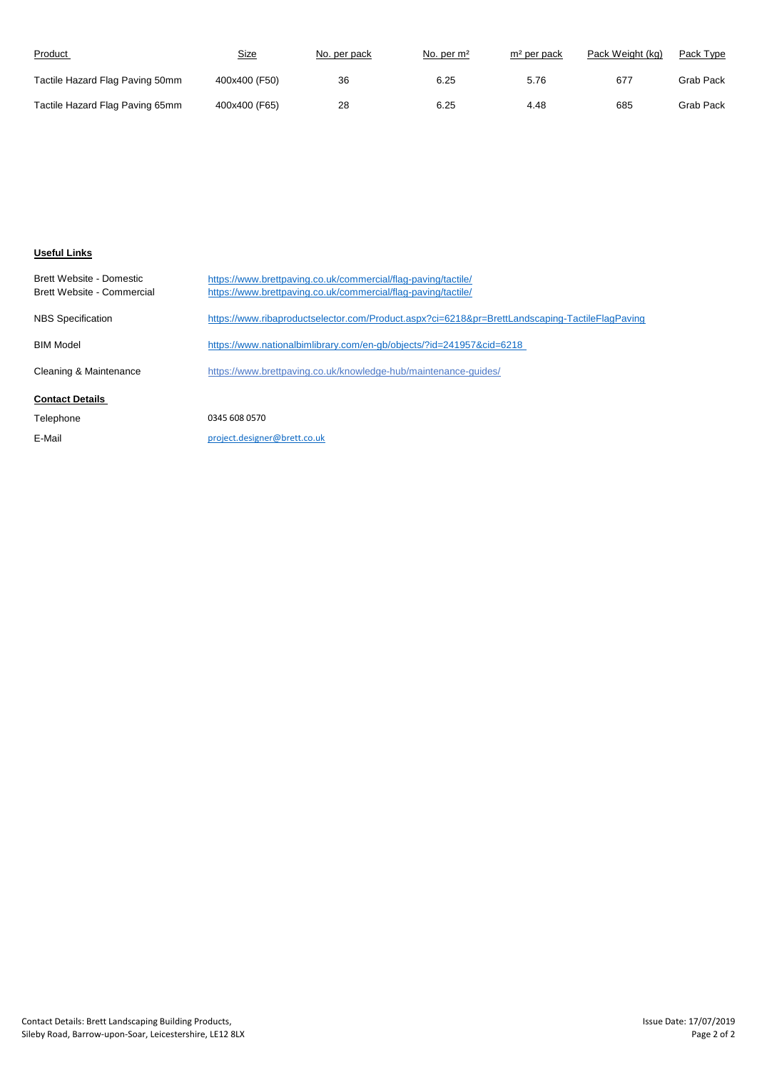| Product | Size | No. per pack | No. per m² | m² per pack | Pack Weight (kg) | Pack Type |
| --- | --- | --- | --- | --- | --- | --- |
| Tactile Hazard Flag Paving 50mm | 400x400 (F50) | 36 | 6.25 | 5.76 | 677 | Grab Pack |
| Tactile Hazard Flag Paving 65mm | 400x400 (F65) | 28 | 6.25 | 4.48 | 685 | Grab Pack |

**Useful Links**

| | |
| --- | --- |
| Brett Website - Domestic | https://www.brettpaving.co.uk/commercial/flag-paving/tactile/ |
| Brett Website - Commercial | https://www.brettpaving.co.uk/commercial/flag-paving/tactile/ |
| NBS Specification | https://www.ribaproductselector.com/Product.aspx?ci=6218&pr=BrettLandscaping-TactileFlagPaving |
| BIM Model | https://www.nationalbimlibrary.com/en-gb/objects/?id=241957&cid=6218 |
| Cleaning & Maintenance | https://www.brettpaving.co.uk/knowledge-hub/maintenance-guides/ |

**Contact Details**

| | |
| --- | --- |
| Telephone | 0345 608 0570 |
| E-Mail | project.designer@brett.co.uk |

Contact Details: Brett Landscaping Building Products,
Sileby Road, Barrow-upon-Soar, Leicestershire, LE12 8LX

Issue Date: 17/07/2019